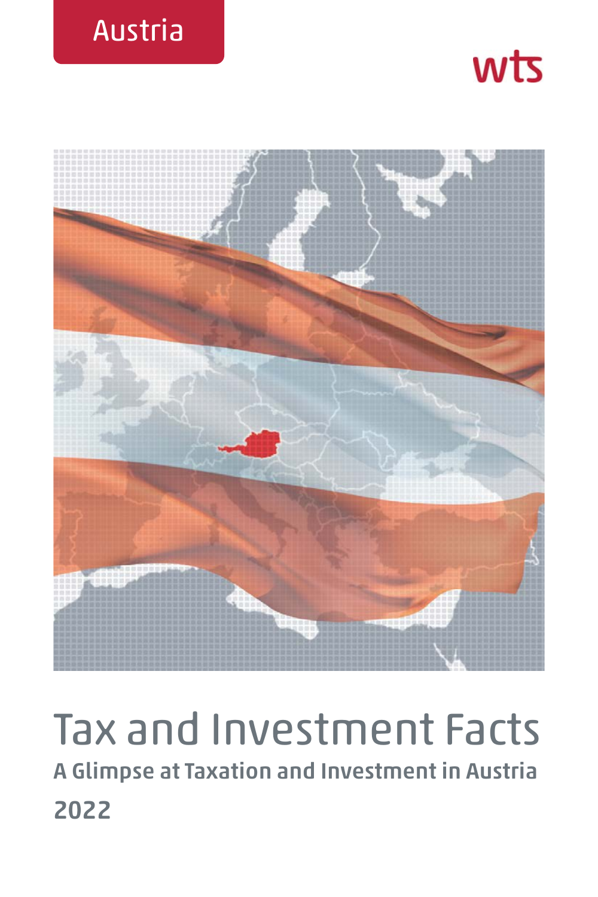Austria

wts

# Tax and Investment Facts

## A Glimpse at Taxation and Investment in Austria

## 2022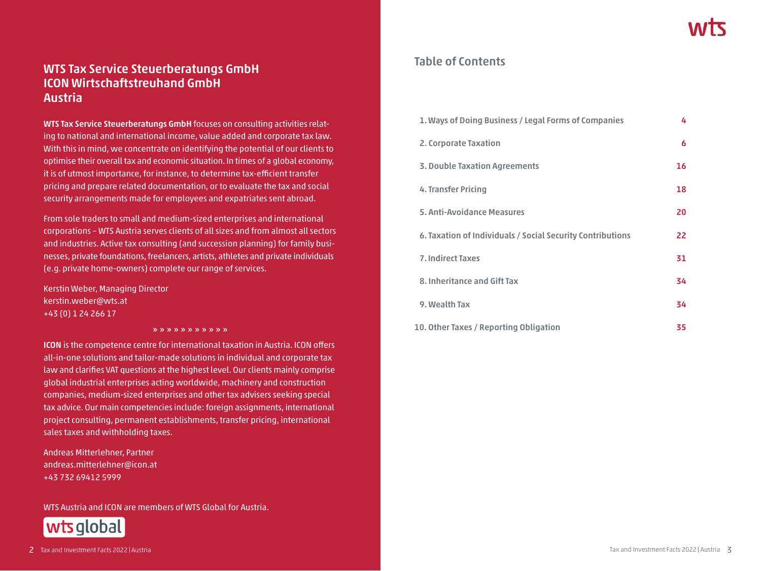## WTS Tax Service Steuerberatungs GmbH
## ICON Wirtschaftstreuhand GmbH
## Austria

**WTS Tax Service Steuerberatungs GmbH** focuses on consulting activities relating to national and international income, value added and corporate tax law. With this in mind, we concentrate on identifying the potential of our clients to optimise their overall tax and economic situation. In times of a global economy, it is of utmost importance, for instance, to determine tax-efficient transfer pricing and prepare related documentation, or to evaluate the tax and social security arrangements made for employees and expatriates sent abroad.

From sole traders to small and medium-sized enterprises and international corporations – WTS Austria serves clients of all sizes and from almost all sectors and industries. Active tax consulting (and succession planning) for family businesses, private foundations, freelancers, artists, athletes and private individuals (e.g. private home-owners) complete our range of services.

Kerstin Weber, Managing Director
kerstin.weber@wts.at
+43 (0) 1 24 266 17

» » » » » » » » » » »

**ICON** is the competence centre for international taxation in Austria. ICON offers all-in-one solutions and tailor-made solutions in individual and corporate tax law and clarifies VAT questions at the highest level. Our clients mainly comprise global industrial enterprises acting worldwide, machinery and construction companies, medium-sized enterprises and other tax advisers seeking special tax advice. Our main competencies include: foreign assignments, international project consulting, permanent establishments, transfer pricing, international sales taxes and withholding taxes.

Andreas Mitterlehner, Partner
andreas.mitterlehner@icon.at
+43 732 69412 5999

WTS Austria and ICON are members of WTS Global for Austria.

wts global

## Table of Contents

| | |
|---|---|
| 1. Ways of Doing Business / Legal Forms of Companies | 4 |
| 2. Corporate Taxation | 6 |
| 3. Double Taxation Agreements | 16 |
| 4. Transfer Pricing | 18 |
| 5. Anti-Avoidance Measures | 20 |
| 6. Taxation of Individuals / Social Security Contributions | 22 |
| 7. Indirect Taxes | 31 |
| 8. Inheritance and Gift Tax | 34 |
| 9. Wealth Tax | 34 |
| 10. Other Taxes / Reporting Obligation | 35 |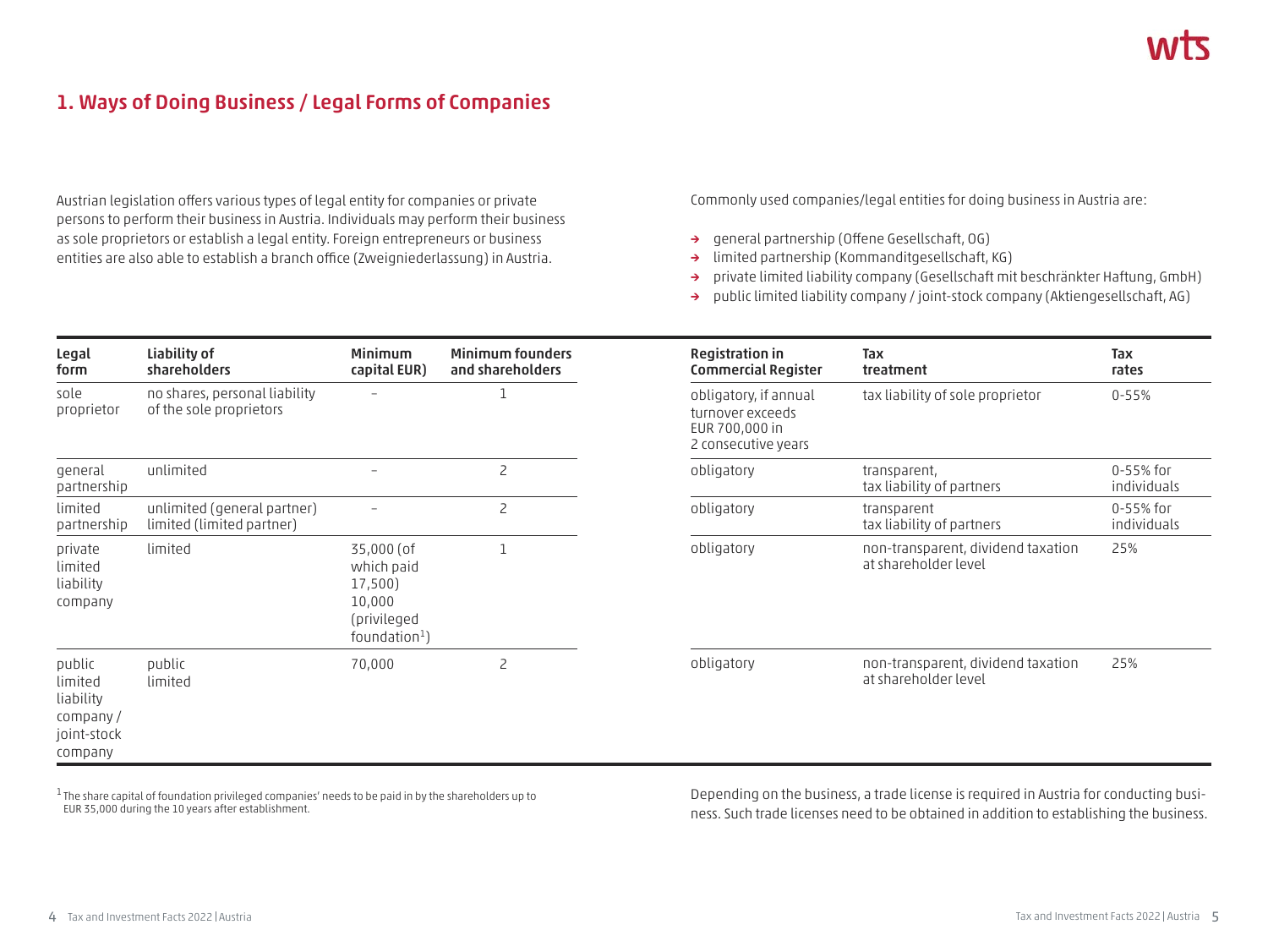## 1. Ways of Doing Business / Legal Forms of Companies

Austrian legislation offers various types of legal entity for companies or private persons to perform their business in Austria. Individuals may perform their business as sole proprietors or establish a legal entity. Foreign entrepreneurs or business entities are also able to establish a branch office (Zweigniederlassung) in Austria.

Commonly used companies/legal entities for doing business in Austria are:

- general partnership (Offene Gesellschaft, OG)
- limited partnership (Kommanditgesellschaft, KG)
- private limited liability company (Gesellschaft mit beschränkter Haftung, GmbH)
- public limited liability company / joint-stock company (Aktiengesellschaft, AG)

| Legal form | Liability of shareholders | Minimum capital EUR) | Minimum founders and shareholders | Registration in Commercial Register | Tax treatment | Tax rates |
|---|---|---|---|---|---|---|
| sole proprietor | no shares, personal liability of the sole proprietors | – | 1 | obligatory, if annual turnover exceeds EUR 700,000 in 2 consecutive years | tax liability of sole proprietor | 0-55% |
| general partnership | unlimited | – | 2 | obligatory | transparent, tax liability of partners | 0-55% for individuals |
| limited partnership | unlimited (general partner) limited (limited partner) | – | 2 | obligatory | transparent tax liability of partners | 0-55% for individuals |
| private limited liability company | limited | 35,000 (of which paid 17,500) 10,000 (privileged foundation[1]) | 1 | obligatory | non-transparent, dividend taxation at shareholder level | 25% |
| public limited liability company / joint-stock company | public limited | 70,000 | 2 | obligatory | non-transparent, dividend taxation at shareholder level | 25% |

[1] The share capital of foundation privileged companies' needs to be paid in by the shareholders up to EUR 35,000 during the 10 years after establishment.

Depending on the business, a trade license is required in Austria for conducting business. Such trade licenses need to be obtained in addition to establishing the business.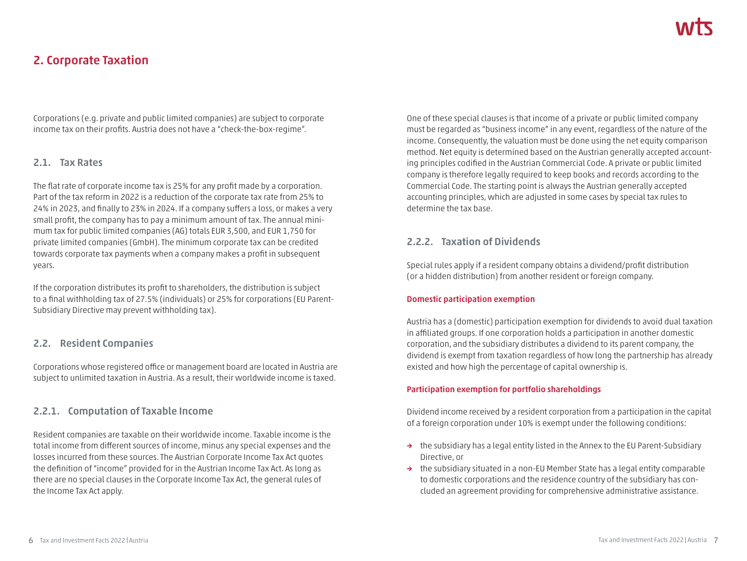# 2. Corporate Taxation

Corporations (e.g. private and public limited companies) are subject to corporate income tax on their profits. Austria does not have a "check-the-box-regime".

## 2.1. Tax Rates

The flat rate of corporate income tax is 25% for any profit made by a corporation. Part of the tax reform in 2022 is a reduction of the corporate tax rate from 25% to 24% in 2023, and finally to 23% in 2024. If a company suffers a loss, or makes a very small profit, the company has to pay a minimum amount of tax. The annual minimum tax for public limited companies (AG) totals EUR 3,500, and EUR 1,750 for private limited companies (GmbH). The minimum corporate tax can be credited towards corporate tax payments when a company makes a profit in subsequent years.

If the corporation distributes its profit to shareholders, the distribution is subject to a final withholding tax of 27.5% (individuals) or 25% for corporations (EU Parent-Subsidiary Directive may prevent withholding tax).

## 2.2. Resident Companies

Corporations whose registered office or management board are located in Austria are subject to unlimited taxation in Austria. As a result, their worldwide income is taxed.

### 2.2.1. Computation of Taxable Income

Resident companies are taxable on their worldwide income. Taxable income is the total income from different sources of income, minus any special expenses and the losses incurred from these sources. The Austrian Corporate Income Tax Act quotes the definition of "income" provided for in the Austrian Income Tax Act. As long as there are no special clauses in the Corporate Income Tax Act, the general rules of the Income Tax Act apply.

One of these special clauses is that income of a private or public limited company must be regarded as "business income" in any event, regardless of the nature of the income. Consequently, the valuation must be done using the net equity comparison method. Net equity is determined based on the Austrian generally accepted accounting principles codified in the Austrian Commercial Code. A private or public limited company is therefore legally required to keep books and records according to the Commercial Code. The starting point is always the Austrian generally accepted accounting principles, which are adjusted in some cases by special tax rules to determine the tax base.

### 2.2.2. Taxation of Dividends

Special rules apply if a resident company obtains a dividend/profit distribution (or a hidden distribution) from another resident or foreign company.

**Domestic participation exemption**

Austria has a (domestic) participation exemption for dividends to avoid dual taxation in affiliated groups. If one corporation holds a participation in another domestic corporation, and the subsidiary distributes a dividend to its parent company, the dividend is exempt from taxation regardless of how long the partnership has already existed and how high the percentage of capital ownership is.

**Participation exemption for portfolio shareholdings**

Dividend income received by a resident corporation from a participation in the capital of a foreign corporation under 10% is exempt under the following conditions:

- the subsidiary has a legal entity listed in the Annex to the EU Parent-Subsidiary Directive, or
- the subsidiary situated in a non-EU Member State has a legal entity comparable to domestic corporations and the residence country of the subsidiary has concluded an agreement providing for comprehensive administrative assistance.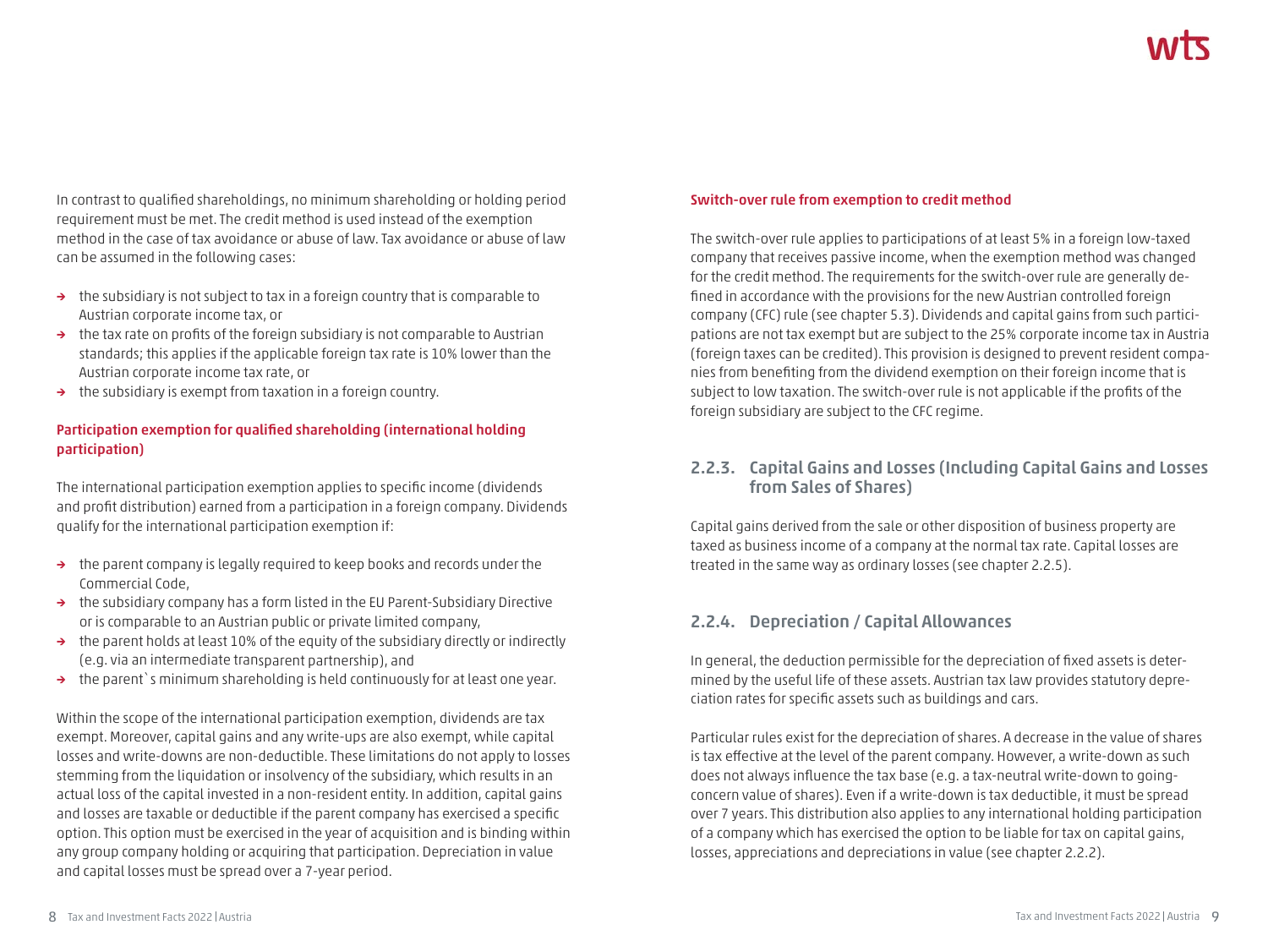In contrast to qualified shareholdings, no minimum shareholding or holding period requirement must be met. The credit method is used instead of the exemption method in the case of tax avoidance or abuse of law. Tax avoidance or abuse of law can be assumed in the following cases:

- the subsidiary is not subject to tax in a foreign country that is comparable to Austrian corporate income tax, or
- the tax rate on profits of the foreign subsidiary is not comparable to Austrian standards; this applies if the applicable foreign tax rate is 10% lower than the Austrian corporate income tax rate, or
- the subsidiary is exempt from taxation in a foreign country.

**Participation exemption for qualified shareholding (international holding participation)**

The international participation exemption applies to specific income (dividends and profit distribution) earned from a participation in a foreign company. Dividends qualify for the international participation exemption if:

- the parent company is legally required to keep books and records under the Commercial Code,
- the subsidiary company has a form listed in the EU Parent-Subsidiary Directive or is comparable to an Austrian public or private limited company,
- the parent holds at least 10% of the equity of the subsidiary directly or indirectly (e.g. via an intermediate transparent partnership), and
- the parent`s minimum shareholding is held continuously for at least one year.

Within the scope of the international participation exemption, dividends are tax exempt. Moreover, capital gains and any write-ups are also exempt, while capital losses and write-downs are non-deductible. These limitations do not apply to losses stemming from the liquidation or insolvency of the subsidiary, which results in an actual loss of the capital invested in a non-resident entity. In addition, capital gains and losses are taxable or deductible if the parent company has exercised a specific option. This option must be exercised in the year of acquisition and is binding within any group company holding or acquiring that participation. Depreciation in value and capital losses must be spread over a 7-year period.

**Switch-over rule from exemption to credit method**

The switch-over rule applies to participations of at least 5% in a foreign low-taxed company that receives passive income, when the exemption method was changed for the credit method. The requirements for the switch-over rule are generally defined in accordance with the provisions for the new Austrian controlled foreign company (CFC) rule (see chapter 5.3). Dividends and capital gains from such participations are not tax exempt but are subject to the 25% corporate income tax in Austria (foreign taxes can be credited). This provision is designed to prevent resident companies from benefiting from the dividend exemption on their foreign income that is subject to low taxation. The switch-over rule is not applicable if the profits of the foreign subsidiary are subject to the CFC regime.

### 2.2.3. Capital Gains and Losses (Including Capital Gains and Losses from Sales of Shares)

Capital gains derived from the sale or other disposition of business property are taxed as business income of a company at the normal tax rate. Capital losses are treated in the same way as ordinary losses (see chapter 2.2.5).

### 2.2.4. Depreciation / Capital Allowances

In general, the deduction permissible for the depreciation of fixed assets is determined by the useful life of these assets. Austrian tax law provides statutory depreciation rates for specific assets such as buildings and cars.

Particular rules exist for the depreciation of shares. A decrease in the value of shares is tax effective at the level of the parent company. However, a write-down as such does not always influence the tax base (e.g. a tax-neutral write-down to going-concern value of shares). Even if a write-down is tax deductible, it must be spread over 7 years. This distribution also applies to any international holding participation of a company which has exercised the option to be liable for tax on capital gains, losses, appreciations and depreciations in value (see chapter 2.2.2).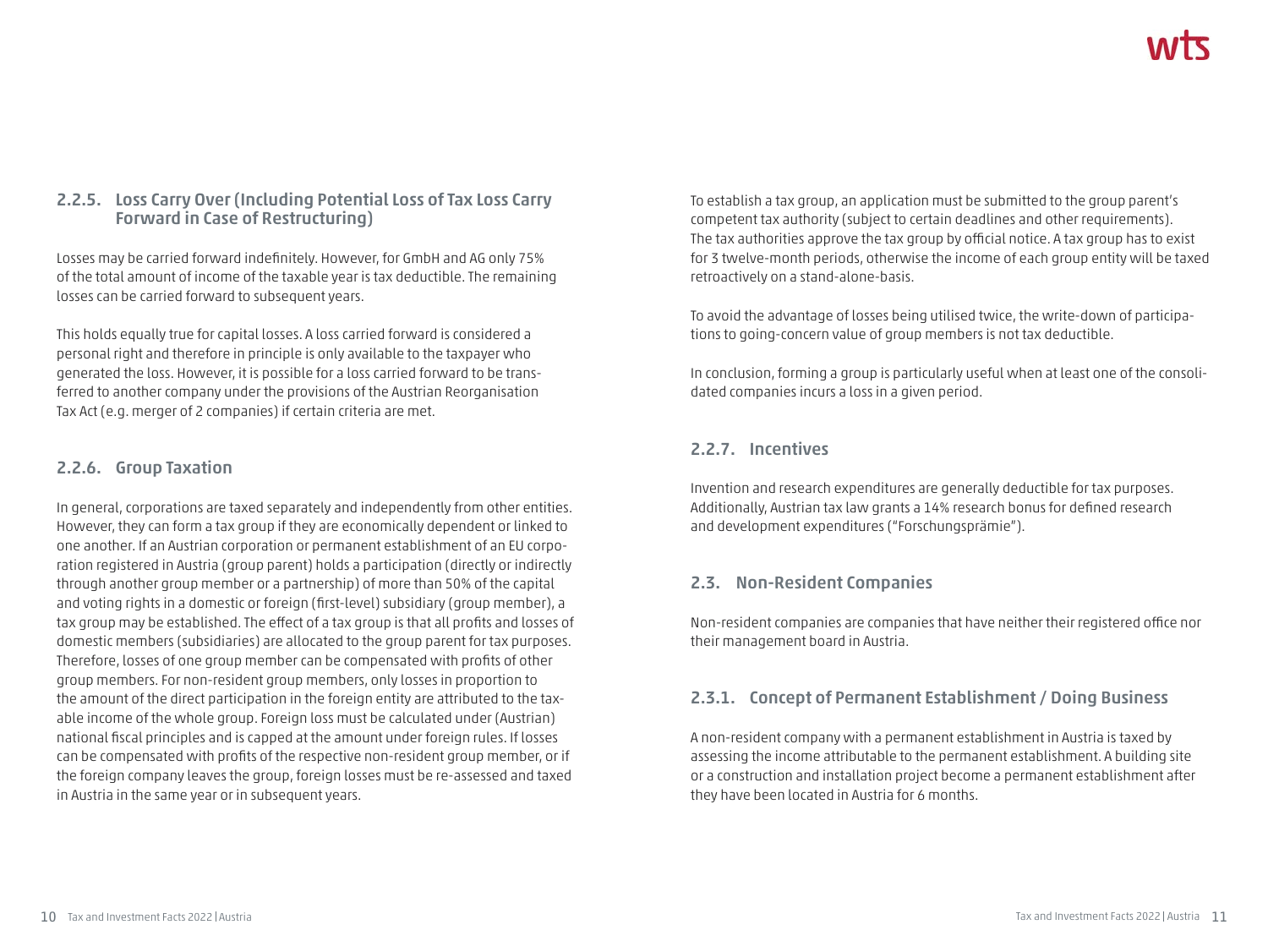### 2.2.5. Loss Carry Over (Including Potential Loss of Tax Loss Carry Forward in Case of Restructuring)

Losses may be carried forward indefinitely. However, for GmbH and AG only 75% of the total amount of income of the taxable year is tax deductible. The remaining losses can be carried forward to subsequent years.

This holds equally true for capital losses. A loss carried forward is considered a personal right and therefore in principle is only available to the taxpayer who generated the loss. However, it is possible for a loss carried forward to be transferred to another company under the provisions of the Austrian Reorganisation Tax Act (e.g. merger of 2 companies) if certain criteria are met.

### 2.2.6. Group Taxation

In general, corporations are taxed separately and independently from other entities. However, they can form a tax group if they are economically dependent or linked to one another. If an Austrian corporation or permanent establishment of an EU corporation registered in Austria (group parent) holds a participation (directly or indirectly through another group member or a partnership) of more than 50% of the capital and voting rights in a domestic or foreign (first-level) subsidiary (group member), a tax group may be established. The effect of a tax group is that all profits and losses of domestic members (subsidiaries) are allocated to the group parent for tax purposes. Therefore, losses of one group member can be compensated with profits of other group members. For non-resident group members, only losses in proportion to the amount of the direct participation in the foreign entity are attributed to the taxable income of the whole group. Foreign loss must be calculated under (Austrian) national fiscal principles and is capped at the amount under foreign rules. If losses can be compensated with profits of the respective non-resident group member, or if the foreign company leaves the group, foreign losses must be re-assessed and taxed in Austria in the same year or in subsequent years.

To establish a tax group, an application must be submitted to the group parent's competent tax authority (subject to certain deadlines and other requirements). The tax authorities approve the tax group by official notice. A tax group has to exist for 3 twelve-month periods, otherwise the income of each group entity will be taxed retroactively on a stand-alone-basis.

To avoid the advantage of losses being utilised twice, the write-down of participations to going-concern value of group members is not tax deductible.

In conclusion, forming a group is particularly useful when at least one of the consolidated companies incurs a loss in a given period.

### 2.2.7. Incentives

Invention and research expenditures are generally deductible for tax purposes. Additionally, Austrian tax law grants a 14% research bonus for defined research and development expenditures ("Forschungsprämie").

## 2.3. Non-Resident Companies

Non-resident companies are companies that have neither their registered office nor their management board in Austria.

### 2.3.1. Concept of Permanent Establishment / Doing Business

A non-resident company with a permanent establishment in Austria is taxed by assessing the income attributable to the permanent establishment. A building site or a construction and installation project become a permanent establishment after they have been located in Austria for 6 months.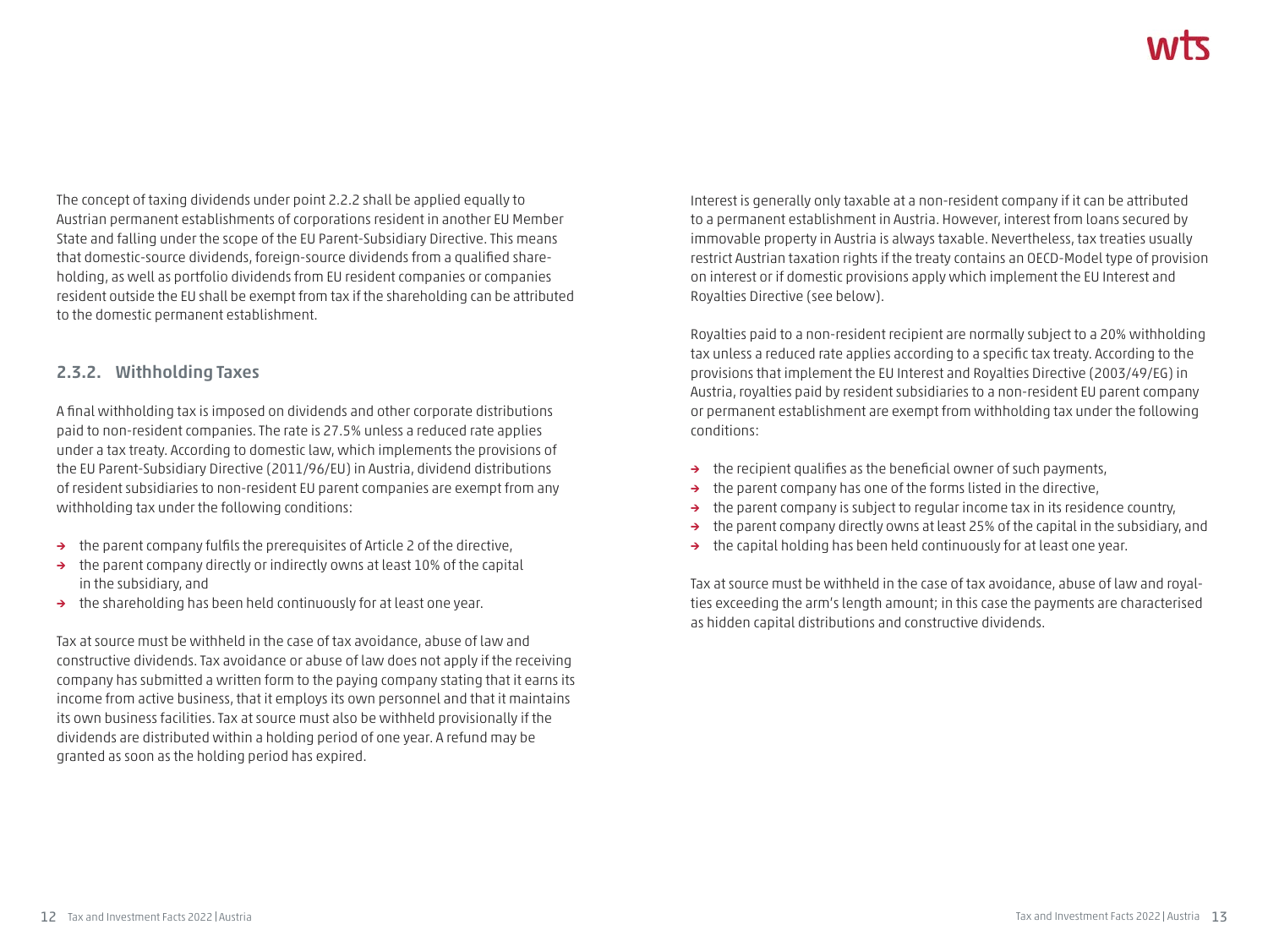The concept of taxing dividends under point 2.2.2 shall be applied equally to Austrian permanent establishments of corporations resident in another EU Member State and falling under the scope of the EU Parent-Subsidiary Directive. This means that domestic-source dividends, foreign-source dividends from a qualified shareholding, as well as portfolio dividends from EU resident companies or companies resident outside the EU shall be exempt from tax if the shareholding can be attributed to the domestic permanent establishment.

### 2.3.2. Withholding Taxes

A final withholding tax is imposed on dividends and other corporate distributions paid to non-resident companies. The rate is 27.5% unless a reduced rate applies under a tax treaty. According to domestic law, which implements the provisions of the EU Parent-Subsidiary Directive (2011/96/EU) in Austria, dividend distributions of resident subsidiaries to non-resident EU parent companies are exempt from any withholding tax under the following conditions:

- the parent company fulfils the prerequisites of Article 2 of the directive,
- the parent company directly or indirectly owns at least 10% of the capital in the subsidiary, and
- the shareholding has been held continuously for at least one year.

Tax at source must be withheld in the case of tax avoidance, abuse of law and constructive dividends. Tax avoidance or abuse of law does not apply if the receiving company has submitted a written form to the paying company stating that it earns its income from active business, that it employs its own personnel and that it maintains its own business facilities. Tax at source must also be withheld provisionally if the dividends are distributed within a holding period of one year. A refund may be granted as soon as the holding period has expired.

Interest is generally only taxable at a non-resident company if it can be attributed to a permanent establishment in Austria. However, interest from loans secured by immovable property in Austria is always taxable. Nevertheless, tax treaties usually restrict Austrian taxation rights if the treaty contains an OECD-Model type of provision on interest or if domestic provisions apply which implement the EU Interest and Royalties Directive (see below).

Royalties paid to a non-resident recipient are normally subject to a 20% withholding tax unless a reduced rate applies according to a specific tax treaty. According to the provisions that implement the EU Interest and Royalties Directive (2003/49/EG) in Austria, royalties paid by resident subsidiaries to a non-resident EU parent company or permanent establishment are exempt from withholding tax under the following conditions:

- the recipient qualifies as the beneficial owner of such payments,
- the parent company has one of the forms listed in the directive,
- the parent company is subject to regular income tax in its residence country,
- the parent company directly owns at least 25% of the capital in the subsidiary, and
- the capital holding has been held continuously for at least one year.

Tax at source must be withheld in the case of tax avoidance, abuse of law and royalties exceeding the arm's length amount; in this case the payments are characterised as hidden capital distributions and constructive dividends.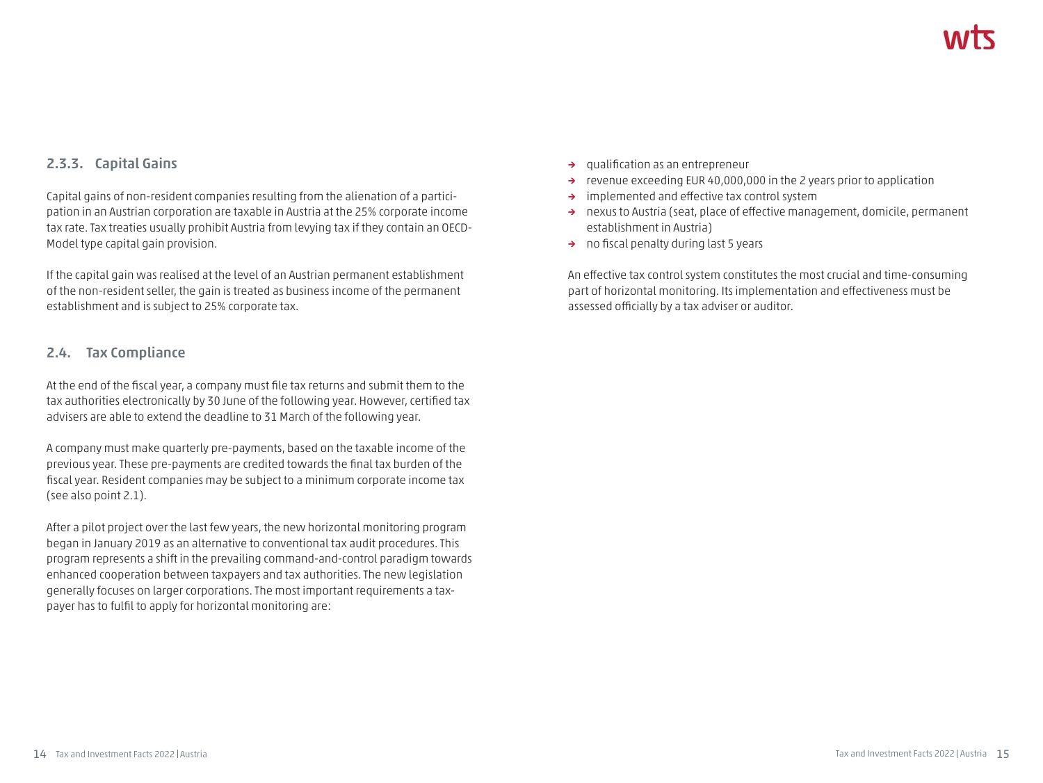### 2.3.3. Capital Gains

Capital gains of non-resident companies resulting from the alienation of a participation in an Austrian corporation are taxable in Austria at the 25% corporate income tax rate. Tax treaties usually prohibit Austria from levying tax if they contain an OECD-Model type capital gain provision.

If the capital gain was realised at the level of an Austrian permanent establishment of the non-resident seller, the gain is treated as business income of the permanent establishment and is subject to 25% corporate tax.

## 2.4. Tax Compliance

At the end of the fiscal year, a company must file tax returns and submit them to the tax authorities electronically by 30 June of the following year. However, certified tax advisers are able to extend the deadline to 31 March of the following year.

A company must make quarterly pre-payments, based on the taxable income of the previous year. These pre-payments are credited towards the final tax burden of the fiscal year. Resident companies may be subject to a minimum corporate income tax (see also point 2.1).

After a pilot project over the last few years, the new horizontal monitoring program began in January 2019 as an alternative to conventional tax audit procedures. This program represents a shift in the prevailing command-and-control paradigm towards enhanced cooperation between taxpayers and tax authorities. The new legislation generally focuses on larger corporations. The most important requirements a taxpayer has to fulfil to apply for horizontal monitoring are:

- qualification as an entrepreneur
- revenue exceeding EUR 40,000,000 in the 2 years prior to application
- implemented and effective tax control system
- nexus to Austria (seat, place of effective management, domicile, permanent establishment in Austria)
- no fiscal penalty during last 5 years

An effective tax control system constitutes the most crucial and time-consuming part of horizontal monitoring. Its implementation and effectiveness must be assessed officially by a tax adviser or auditor.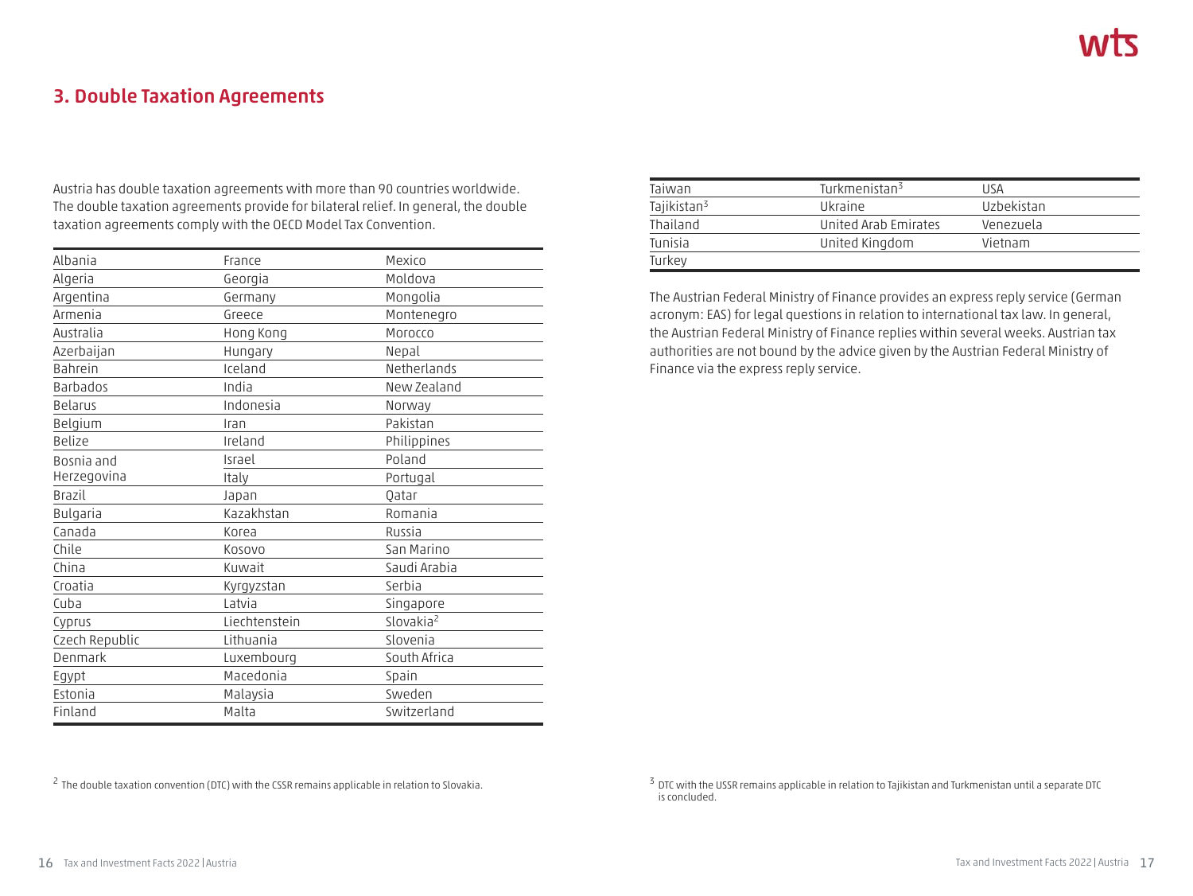## 3. Double Taxation Agreements

Austria has double taxation agreements with more than 90 countries worldwide. The double taxation agreements provide for bilateral relief. In general, the double taxation agreements comply with the OECD Model Tax Convention.

| | | |
|---|---|---|
| Albania | France | Mexico |
| Algeria | Georgia | Moldova |
| Argentina | Germany | Mongolia |
| Armenia | Greece | Montenegro |
| Australia | Hong Kong | Morocco |
| Azerbaijan | Hungary | Nepal |
| Bahrein | Iceland | Netherlands |
| Barbados | India | New Zealand |
| Belarus | Indonesia | Norway |
| Belgium | Iran | Pakistan |
| Belize | Ireland | Philippines |
| Bosnia and Herzegovina | Israel | Poland |
| | Italy | Portugal |
| Brazil | Japan | Qatar |
| Bulgaria | Kazakhstan | Romania |
| Canada | Korea | Russia |
| Chile | Kosovo | San Marino |
| China | Kuwait | Saudi Arabia |
| Croatia | Kyrgyzstan | Serbia |
| Cuba | Latvia | Singapore |
| Cyprus | Liechtenstein | Slovakia[2] |
| Czech Republic | Lithuania | Slovenia |
| Denmark | Luxembourg | South Africa |
| Egypt | Macedonia | Spain |
| Estonia | Malaysia | Sweden |
| Finland | Malta | Switzerland |
| Taiwan | Turkmenistan[3] | USA |
| Tajikistan[3] | Ukraine | Uzbekistan |
| Thailand | United Arab Emirates | Venezuela |
| Tunisia | United Kingdom | Vietnam |
| Turkey | | |

[2] The double taxation convention (DTC) with the CSSR remains applicable in relation to Slovakia.

[3] DTC with the USSR remains applicable in relation to Tajikistan and Turkmenistan until a separate DTC is concluded.

The Austrian Federal Ministry of Finance provides an express reply service (German acronym: EAS) for legal questions in relation to international tax law. In general, the Austrian Federal Ministry of Finance replies within several weeks. Austrian tax authorities are not bound by the advice given by the Austrian Federal Ministry of Finance via the express reply service.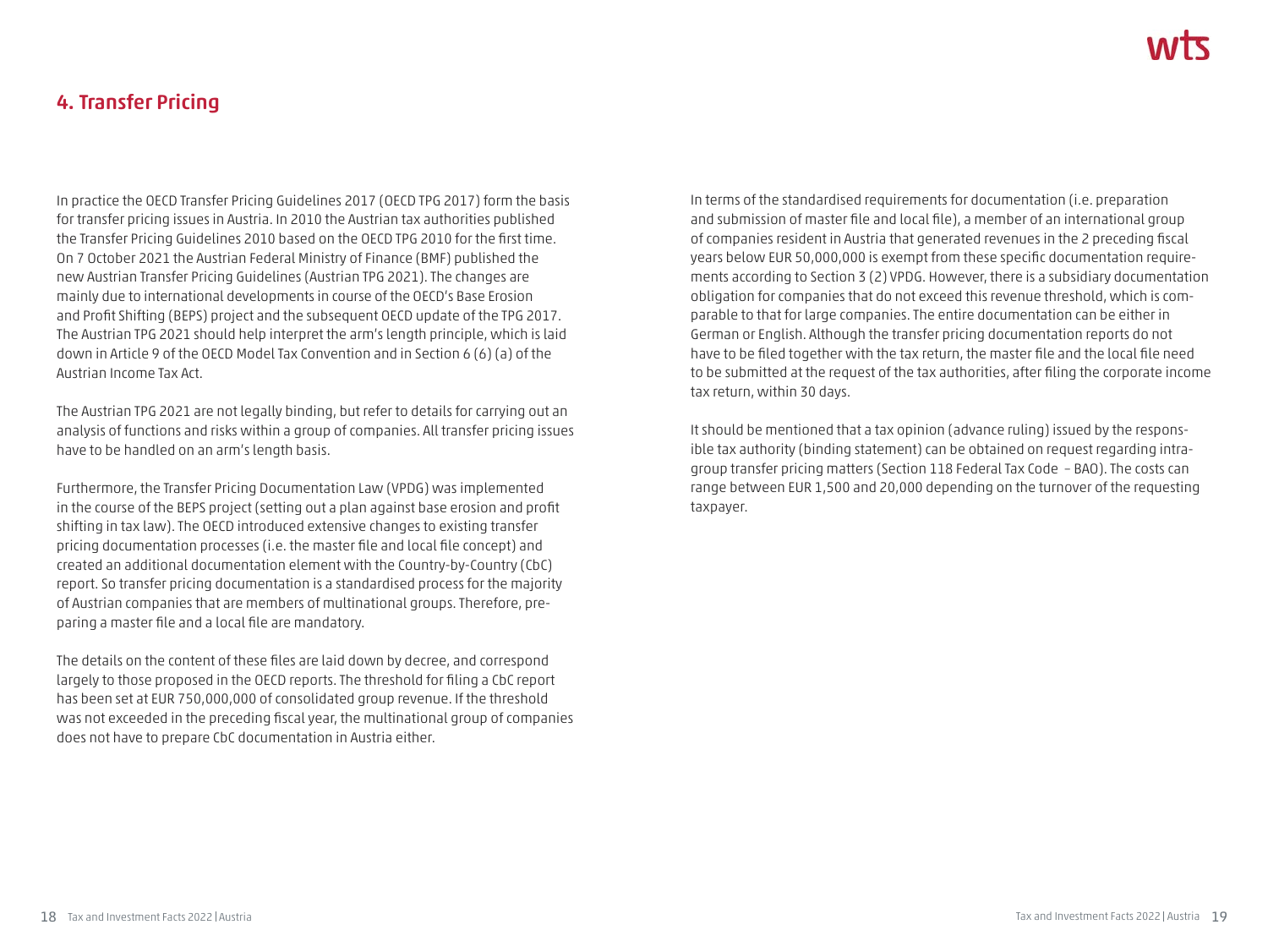## 4. Transfer Pricing

In practice the OECD Transfer Pricing Guidelines 2017 (OECD TPG 2017) form the basis for transfer pricing issues in Austria. In 2010 the Austrian tax authorities published the Transfer Pricing Guidelines 2010 based on the OECD TPG 2010 for the first time. On 7 October 2021 the Austrian Federal Ministry of Finance (BMF) published the new Austrian Transfer Pricing Guidelines (Austrian TPG 2021). The changes are mainly due to international developments in course of the OECD's Base Erosion and Profit Shifting (BEPS) project and the subsequent OECD update of the TPG 2017. The Austrian TPG 2021 should help interpret the arm's length principle, which is laid down in Article 9 of the OECD Model Tax Convention and in Section 6 (6) (a) of the Austrian Income Tax Act.

The Austrian TPG 2021 are not legally binding, but refer to details for carrying out an analysis of functions and risks within a group of companies. All transfer pricing issues have to be handled on an arm's length basis.

Furthermore, the Transfer Pricing Documentation Law (VPDG) was implemented in the course of the BEPS project (setting out a plan against base erosion and profit shifting in tax law). The OECD introduced extensive changes to existing transfer pricing documentation processes (i.e. the master file and local file concept) and created an additional documentation element with the Country-by-Country (CbC) report. So transfer pricing documentation is a standardised process for the majority of Austrian companies that are members of multinational groups. Therefore, preparing a master file and a local file are mandatory.

The details on the content of these files are laid down by decree, and correspond largely to those proposed in the OECD reports. The threshold for filing a CbC report has been set at EUR 750,000,000 of consolidated group revenue. If the threshold was not exceeded in the preceding fiscal year, the multinational group of companies does not have to prepare CbC documentation in Austria either.

In terms of the standardised requirements for documentation (i.e. preparation and submission of master file and local file), a member of an international group of companies resident in Austria that generated revenues in the 2 preceding fiscal years below EUR 50,000,000 is exempt from these specific documentation requirements according to Section 3 (2) VPDG. However, there is a subsidiary documentation obligation for companies that do not exceed this revenue threshold, which is comparable to that for large companies. The entire documentation can be either in German or English. Although the transfer pricing documentation reports do not have to be filed together with the tax return, the master file and the local file need to be submitted at the request of the tax authorities, after filing the corporate income tax return, within 30 days.

It should be mentioned that a tax opinion (advance ruling) issued by the responsible tax authority (binding statement) can be obtained on request regarding intragroup transfer pricing matters (Section 118 Federal Tax Code – BAO). The costs can range between EUR 1,500 and 20,000 depending on the turnover of the requesting taxpayer.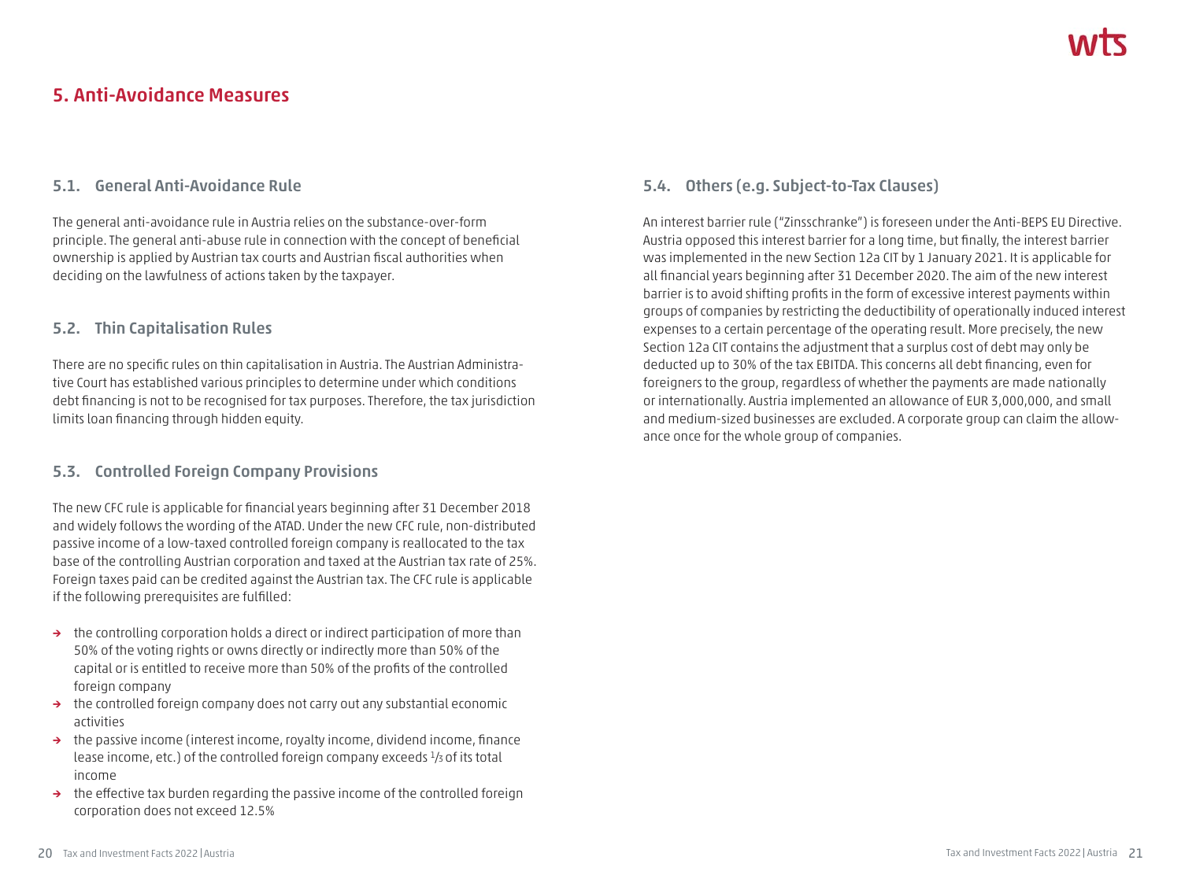## 5. Anti-Avoidance Measures

### 5.1. General Anti-Avoidance Rule

The general anti-avoidance rule in Austria relies on the substance-over-form principle. The general anti-abuse rule in connection with the concept of beneficial ownership is applied by Austrian tax courts and Austrian fiscal authorities when deciding on the lawfulness of actions taken by the taxpayer.

### 5.2. Thin Capitalisation Rules

There are no specific rules on thin capitalisation in Austria. The Austrian Administrative Court has established various principles to determine under which conditions debt financing is not to be recognised for tax purposes. Therefore, the tax jurisdiction limits loan financing through hidden equity.

### 5.3. Controlled Foreign Company Provisions

The new CFC rule is applicable for financial years beginning after 31 December 2018 and widely follows the wording of the ATAD. Under the new CFC rule, non-distributed passive income of a low-taxed controlled foreign company is reallocated to the tax base of the controlling Austrian corporation and taxed at the Austrian tax rate of 25%. Foreign taxes paid can be credited against the Austrian tax. The CFC rule is applicable if the following prerequisites are fulfilled:

- the controlling corporation holds a direct or indirect participation of more than 50% of the voting rights or owns directly or indirectly more than 50% of the capital or is entitled to receive more than 50% of the profits of the controlled foreign company
- the controlled foreign company does not carry out any substantial economic activities
- the passive income (interest income, royalty income, dividend income, finance lease income, etc.) of the controlled foreign company exceeds 1/3 of its total income
- the effective tax burden regarding the passive income of the controlled foreign corporation does not exceed 12.5%

### 5.4. Others (e.g. Subject-to-Tax Clauses)

An interest barrier rule ("Zinsschranke") is foreseen under the Anti-BEPS EU Directive. Austria opposed this interest barrier for a long time, but finally, the interest barrier was implemented in the new Section 12a CIT by 1 January 2021. It is applicable for all financial years beginning after 31 December 2020. The aim of the new interest barrier is to avoid shifting profits in the form of excessive interest payments within groups of companies by restricting the deductibility of operationally induced interest expenses to a certain percentage of the operating result. More precisely, the new Section 12a CIT contains the adjustment that a surplus cost of debt may only be deducted up to 30% of the tax EBITDA. This concerns all debt financing, even for foreigners to the group, regardless of whether the payments are made nationally or internationally. Austria implemented an allowance of EUR 3,000,000, and small and medium-sized businesses are excluded. A corporate group can claim the allowance once for the whole group of companies.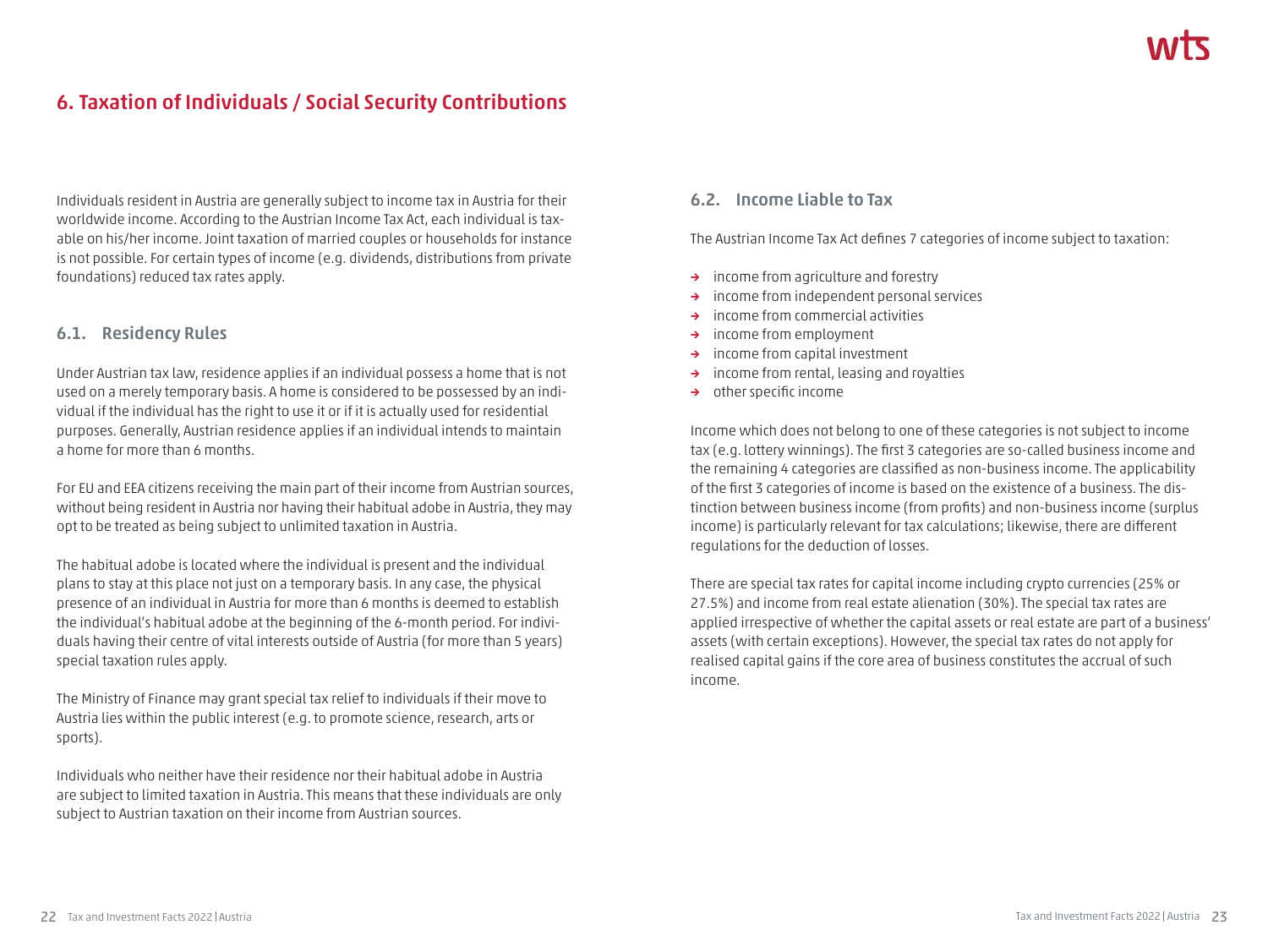## 6. Taxation of Individuals / Social Security Contributions

Individuals resident in Austria are generally subject to income tax in Austria for their worldwide income. According to the Austrian Income Tax Act, each individual is taxable on his/her income. Joint taxation of married couples or households for instance is not possible. For certain types of income (e.g. dividends, distributions from private foundations) reduced tax rates apply.

### 6.1. Residency Rules

Under Austrian tax law, residence applies if an individual possess a home that is not used on a merely temporary basis. A home is considered to be possessed by an individual if the individual has the right to use it or if it is actually used for residential purposes. Generally, Austrian residence applies if an individual intends to maintain a home for more than 6 months.

For EU and EEA citizens receiving the main part of their income from Austrian sources, without being resident in Austria nor having their habitual adobe in Austria, they may opt to be treated as being subject to unlimited taxation in Austria.

The habitual adobe is located where the individual is present and the individual plans to stay at this place not just on a temporary basis. In any case, the physical presence of an individual in Austria for more than 6 months is deemed to establish the individual's habitual adobe at the beginning of the 6-month period. For individuals having their centre of vital interests outside of Austria (for more than 5 years) special taxation rules apply.

The Ministry of Finance may grant special tax relief to individuals if their move to Austria lies within the public interest (e.g. to promote science, research, arts or sports).

Individuals who neither have their residence nor their habitual adobe in Austria are subject to limited taxation in Austria. This means that these individuals are only subject to Austrian taxation on their income from Austrian sources.

### 6.2. Income Liable to Tax

The Austrian Income Tax Act defines 7 categories of income subject to taxation:

- income from agriculture and forestry
- income from independent personal services
- income from commercial activities
- income from employment
- income from capital investment
- income from rental, leasing and royalties
- other specific income

Income which does not belong to one of these categories is not subject to income tax (e.g. lottery winnings). The first 3 categories are so-called business income and the remaining 4 categories are classified as non-business income. The applicability of the first 3 categories of income is based on the existence of a business. The distinction between business income (from profits) and non-business income (surplus income) is particularly relevant for tax calculations; likewise, there are different regulations for the deduction of losses.

There are special tax rates for capital income including crypto currencies (25% or 27.5%) and income from real estate alienation (30%). The special tax rates are applied irrespective of whether the capital assets or real estate are part of a business' assets (with certain exceptions). However, the special tax rates do not apply for realised capital gains if the core area of business constitutes the accrual of such income.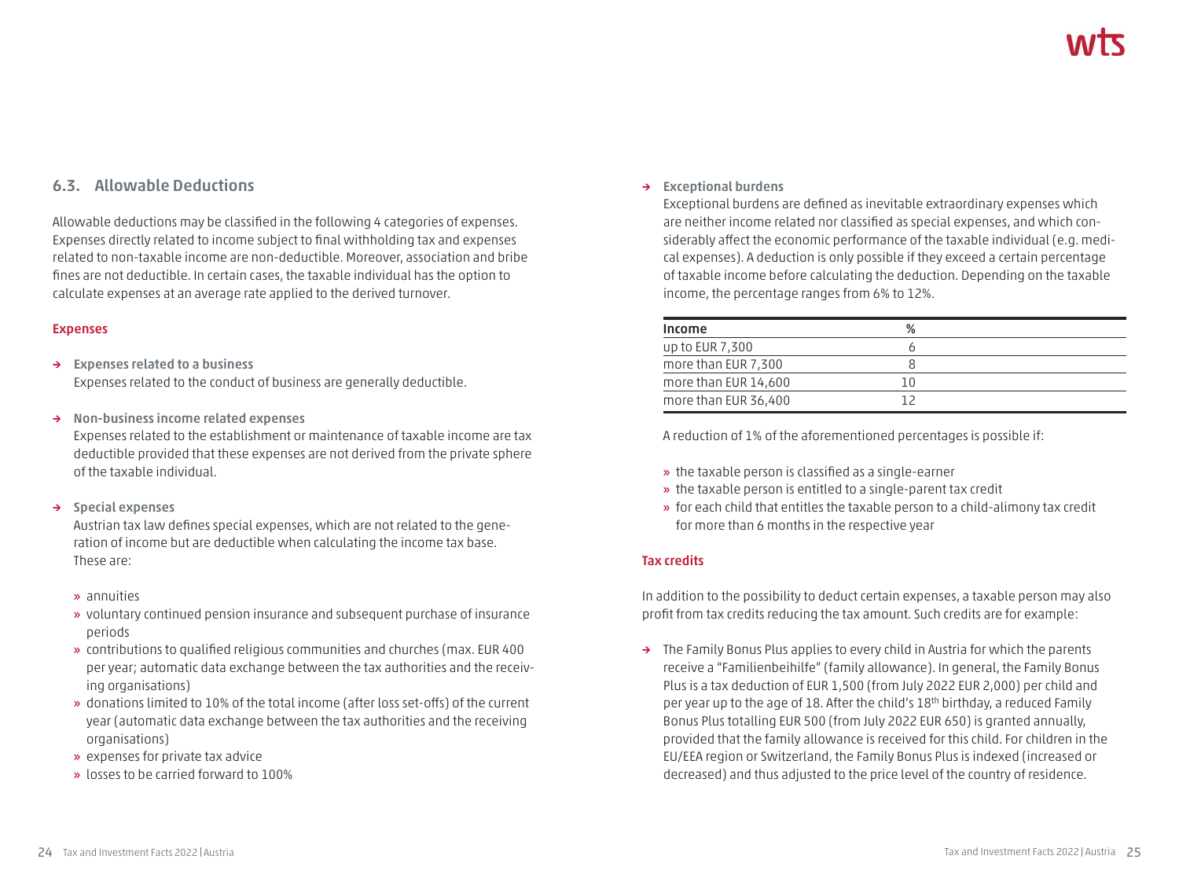## 6.3. Allowable Deductions

Allowable deductions may be classified in the following 4 categories of expenses. Expenses directly related to income subject to final withholding tax and expenses related to non-taxable income are non-deductible. Moreover, association and bribe fines are not deductible. In certain cases, the taxable individual has the option to calculate expenses at an average rate applied to the derived turnover.

### Expenses

- **Expenses related to a business**
  Expenses related to the conduct of business are generally deductible.

- **Non-business income related expenses**
  Expenses related to the establishment or maintenance of taxable income are tax deductible provided that these expenses are not derived from the private sphere of the taxable individual.

- **Special expenses**
  Austrian tax law defines special expenses, which are not related to the generation of income but are deductible when calculating the income tax base. These are:

  - annuities
  - voluntary continued pension insurance and subsequent purchase of insurance periods
  - contributions to qualified religious communities and churches (max. EUR 400 per year; automatic data exchange between the tax authorities and the receiving organisations)
  - donations limited to 10% of the total income (after loss set-offs) of the current year (automatic data exchange between the tax authorities and the receiving organisations)
  - expenses for private tax advice
  - losses to be carried forward to 100%

- **Exceptional burdens**
  Exceptional burdens are defined as inevitable extraordinary expenses which are neither income related nor classified as special expenses, and which considerably affect the economic performance of the taxable individual (e.g. medical expenses). A deduction is only possible if they exceed a certain percentage of taxable income before calculating the deduction. Depending on the taxable income, the percentage ranges from 6% to 12%.

| Income | % |
|---|---|
| up to EUR 7,300 | 6 |
| more than EUR 7,300 | 8 |
| more than EUR 14,600 | 10 |
| more than EUR 36,400 | 12 |

A reduction of 1% of the aforementioned percentages is possible if:

- the taxable person is classified as a single-earner
- the taxable person is entitled to a single-parent tax credit
- for each child that entitles the taxable person to a child-alimony tax credit for more than 6 months in the respective year

### Tax credits

In addition to the possibility to deduct certain expenses, a taxable person may also profit from tax credits reducing the tax amount. Such credits are for example:

- The Family Bonus Plus applies to every child in Austria for which the parents receive a "Familienbeihilfe" (family allowance). In general, the Family Bonus Plus is a tax deduction of EUR 1,500 (from July 2022 EUR 2,000) per child and per year up to the age of 18. After the child's 18th birthday, a reduced Family Bonus Plus totalling EUR 500 (from July 2022 EUR 650) is granted annually, provided that the family allowance is received for this child. For children in the EU/EEA region or Switzerland, the Family Bonus Plus is indexed (increased or decreased) and thus adjusted to the price level of the country of residence.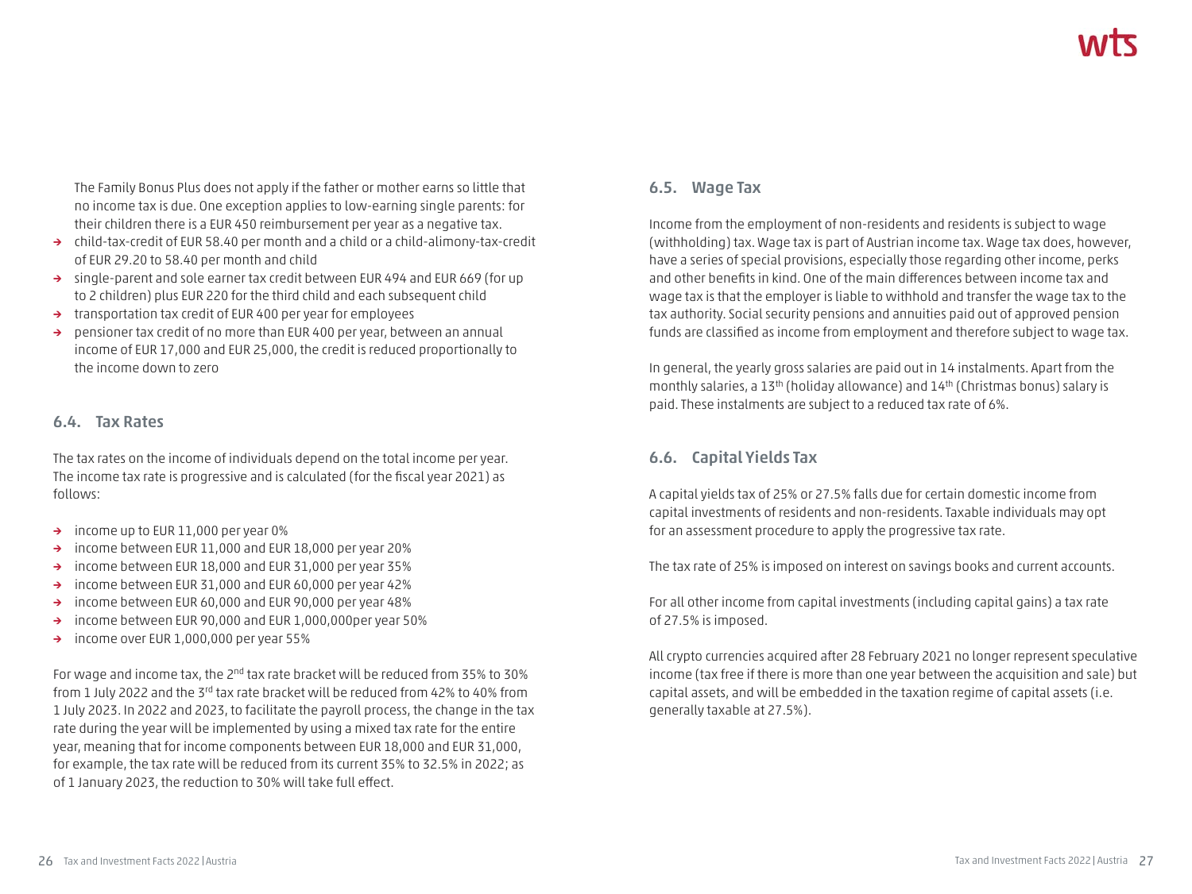The Family Bonus Plus does not apply if the father or mother earns so little that no income tax is due. One exception applies to low-earning single parents: for their children there is a EUR 450 reimbursement per year as a negative tax.

- child-tax-credit of EUR 58.40 per month and a child or a child-alimony-tax-credit of EUR 29.20 to 58.40 per month and child
- single-parent and sole earner tax credit between EUR 494 and EUR 669 (for up to 2 children) plus EUR 220 for the third child and each subsequent child
- transportation tax credit of EUR 400 per year for employees
- pensioner tax credit of no more than EUR 400 per year, between an annual income of EUR 17,000 and EUR 25,000, the credit is reduced proportionally to the income down to zero

## 6.4. Tax Rates

The tax rates on the income of individuals depend on the total income per year. The income tax rate is progressive and is calculated (for the fiscal year 2021) as follows:

- income up to EUR 11,000 per year 0%
- income between EUR 11,000 and EUR 18,000 per year 20%
- income between EUR 18,000 and EUR 31,000 per year 35%
- income between EUR 31,000 and EUR 60,000 per year 42%
- income between EUR 60,000 and EUR 90,000 per year 48%
- income between EUR 90,000 and EUR 1,000,000per year 50%
- income over EUR 1,000,000 per year 55%

For wage and income tax, the 2nd tax rate bracket will be reduced from 35% to 30% from 1 July 2022 and the 3rd tax rate bracket will be reduced from 42% to 40% from 1 July 2023. In 2022 and 2023, to facilitate the payroll process, the change in the tax rate during the year will be implemented by using a mixed tax rate for the entire year, meaning that for income components between EUR 18,000 and EUR 31,000, for example, the tax rate will be reduced from its current 35% to 32.5% in 2022; as of 1 January 2023, the reduction to 30% will take full effect.

## 6.5. Wage Tax

Income from the employment of non-residents and residents is subject to wage (withholding) tax. Wage tax is part of Austrian income tax. Wage tax does, however, have a series of special provisions, especially those regarding other income, perks and other benefits in kind. One of the main differences between income tax and wage tax is that the employer is liable to withhold and transfer the wage tax to the tax authority. Social security pensions and annuities paid out of approved pension funds are classified as income from employment and therefore subject to wage tax.

In general, the yearly gross salaries are paid out in 14 instalments. Apart from the monthly salaries, a 13th (holiday allowance) and 14th (Christmas bonus) salary is paid. These instalments are subject to a reduced tax rate of 6%.

## 6.6. Capital Yields Tax

A capital yields tax of 25% or 27.5% falls due for certain domestic income from capital investments of residents and non-residents. Taxable individuals may opt for an assessment procedure to apply the progressive tax rate.

The tax rate of 25% is imposed on interest on savings books and current accounts.

For all other income from capital investments (including capital gains) a tax rate of 27.5% is imposed.

All crypto currencies acquired after 28 February 2021 no longer represent speculative income (tax free if there is more than one year between the acquisition and sale) but capital assets, and will be embedded in the taxation regime of capital assets (i.e. generally taxable at 27.5%).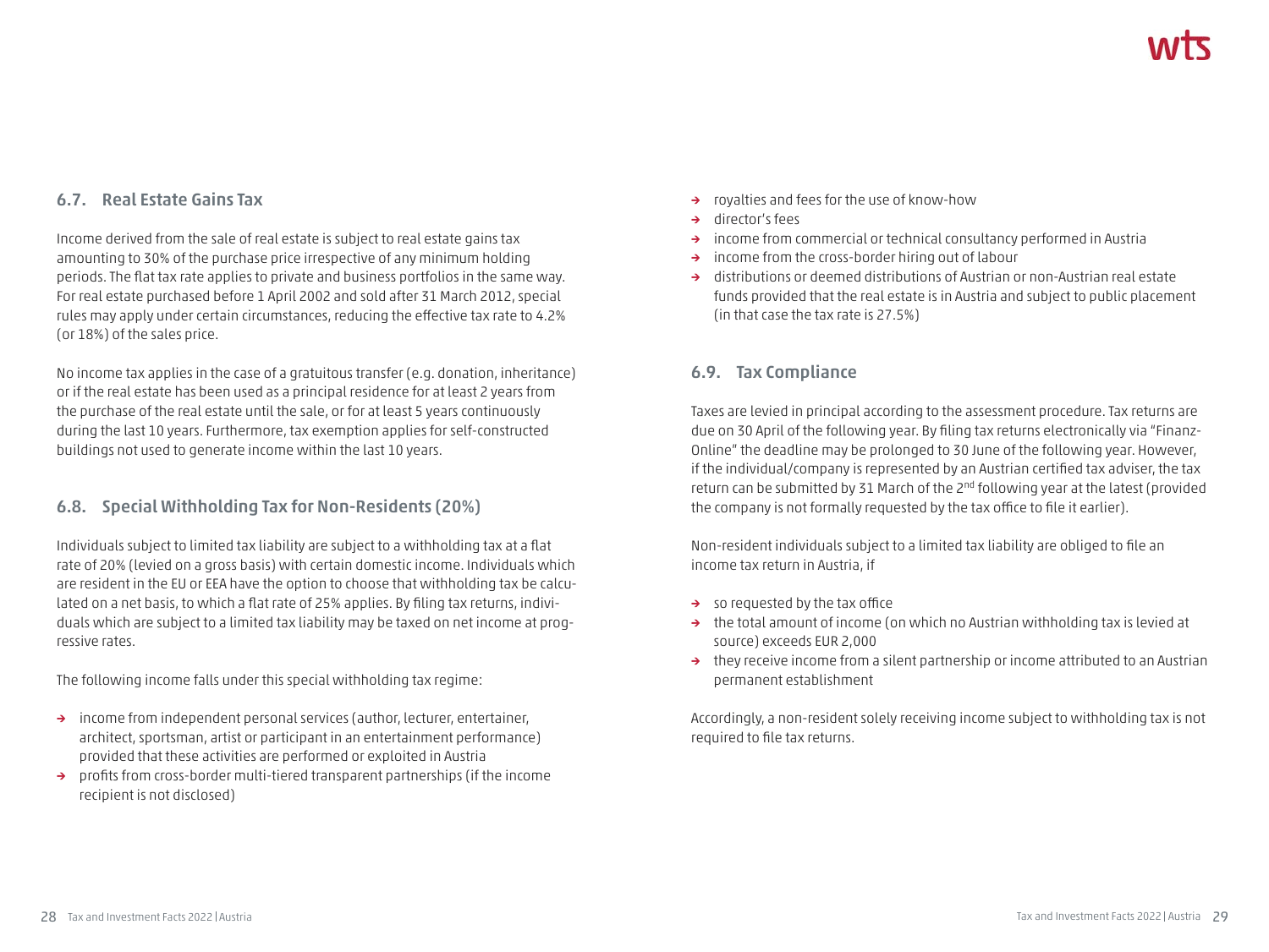## 6.7. Real Estate Gains Tax

Income derived from the sale of real estate is subject to real estate gains tax amounting to 30% of the purchase price irrespective of any minimum holding periods. The flat tax rate applies to private and business portfolios in the same way. For real estate purchased before 1 April 2002 and sold after 31 March 2012, special rules may apply under certain circumstances, reducing the effective tax rate to 4.2% (or 18%) of the sales price.

No income tax applies in the case of a gratuitous transfer (e.g. donation, inheritance) or if the real estate has been used as a principal residence for at least 2 years from the purchase of the real estate until the sale, or for at least 5 years continuously during the last 10 years. Furthermore, tax exemption applies for self-constructed buildings not used to generate income within the last 10 years.

## 6.8. Special Withholding Tax for Non-Residents (20%)

Individuals subject to limited tax liability are subject to a withholding tax at a flat rate of 20% (levied on a gross basis) with certain domestic income. Individuals which are resident in the EU or EEA have the option to choose that withholding tax be calculated on a net basis, to which a flat rate of 25% applies. By filing tax returns, individuals which are subject to a limited tax liability may be taxed on net income at progressive rates.

The following income falls under this special withholding tax regime:

- income from independent personal services (author, lecturer, entertainer, architect, sportsman, artist or participant in an entertainment performance) provided that these activities are performed or exploited in Austria
- profits from cross-border multi-tiered transparent partnerships (if the income recipient is not disclosed)
- royalties and fees for the use of know-how
- director's fees
- income from commercial or technical consultancy performed in Austria
- income from the cross-border hiring out of labour
- distributions or deemed distributions of Austrian or non-Austrian real estate funds provided that the real estate is in Austria and subject to public placement (in that case the tax rate is 27.5%)

## 6.9. Tax Compliance

Taxes are levied in principal according to the assessment procedure. Tax returns are due on 30 April of the following year. By filing tax returns electronically via "Finanz-Online" the deadline may be prolonged to 30 June of the following year. However, if the individual/company is represented by an Austrian certified tax adviser, the tax return can be submitted by 31 March of the 2nd following year at the latest (provided the company is not formally requested by the tax office to file it earlier).

Non-resident individuals subject to a limited tax liability are obliged to file an income tax return in Austria, if

- so requested by the tax office
- the total amount of income (on which no Austrian withholding tax is levied at source) exceeds EUR 2,000
- they receive income from a silent partnership or income attributed to an Austrian permanent establishment

Accordingly, a non-resident solely receiving income subject to withholding tax is not required to file tax returns.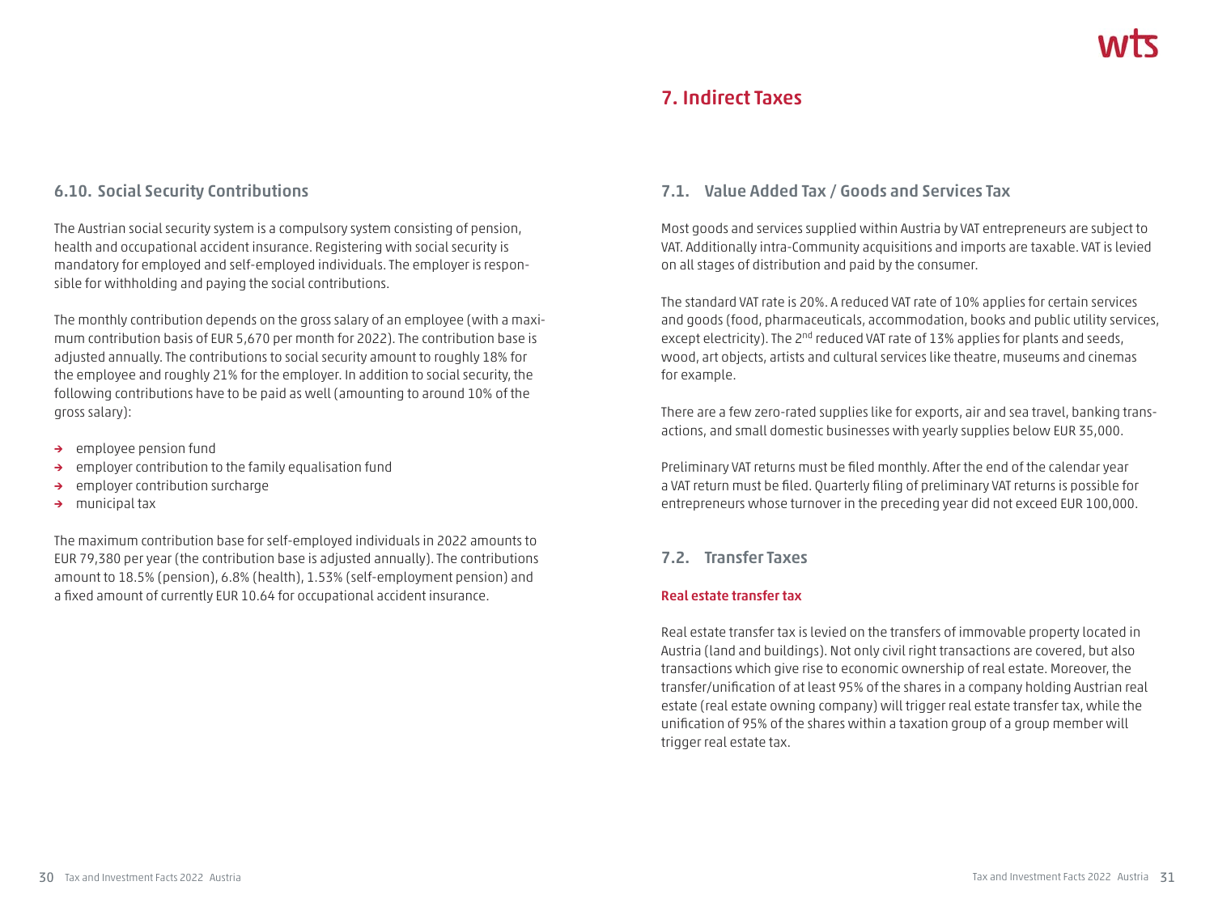## 6.10. Social Security Contributions

The Austrian social security system is a compulsory system consisting of pension, health and occupational accident insurance. Registering with social security is mandatory for employed and self-employed individuals. The employer is responsible for withholding and paying the social contributions.

The monthly contribution depends on the gross salary of an employee (with a maximum contribution basis of EUR 5,670 per month for 2022). The contribution base is adjusted annually. The contributions to social security amount to roughly 18% for the employee and roughly 21% for the employer. In addition to social security, the following contributions have to be paid as well (amounting to around 10% of the gross salary):

- employee pension fund
- employer contribution to the family equalisation fund
- employer contribution surcharge
- municipal tax

The maximum contribution base for self-employed individuals in 2022 amounts to EUR 79,380 per year (the contribution base is adjusted annually). The contributions amount to 18.5% (pension), 6.8% (health), 1.53% (self-employment pension) and a fixed amount of currently EUR 10.64 for occupational accident insurance.

# 7. Indirect Taxes

## 7.1. Value Added Tax / Goods and Services Tax

Most goods and services supplied within Austria by VAT entrepreneurs are subject to VAT. Additionally intra-Community acquisitions and imports are taxable. VAT is levied on all stages of distribution and paid by the consumer.

The standard VAT rate is 20%. A reduced VAT rate of 10% applies for certain services and goods (food, pharmaceuticals, accommodation, books and public utility services, except electricity). The 2nd reduced VAT rate of 13% applies for plants and seeds, wood, art objects, artists and cultural services like theatre, museums and cinemas for example.

There are a few zero-rated supplies like for exports, air and sea travel, banking transactions, and small domestic businesses with yearly supplies below EUR 35,000.

Preliminary VAT returns must be filed monthly. After the end of the calendar year a VAT return must be filed. Quarterly filing of preliminary VAT returns is possible for entrepreneurs whose turnover in the preceding year did not exceed EUR 100,000.

## 7.2. Transfer Taxes

**Real estate transfer tax**

Real estate transfer tax is levied on the transfers of immovable property located in Austria (land and buildings). Not only civil right transactions are covered, but also transactions which give rise to economic ownership of real estate. Moreover, the transfer/unification of at least 95% of the shares in a company holding Austrian real estate (real estate owning company) will trigger real estate transfer tax, while the unification of 95% of the shares within a taxation group of a group member will trigger real estate tax.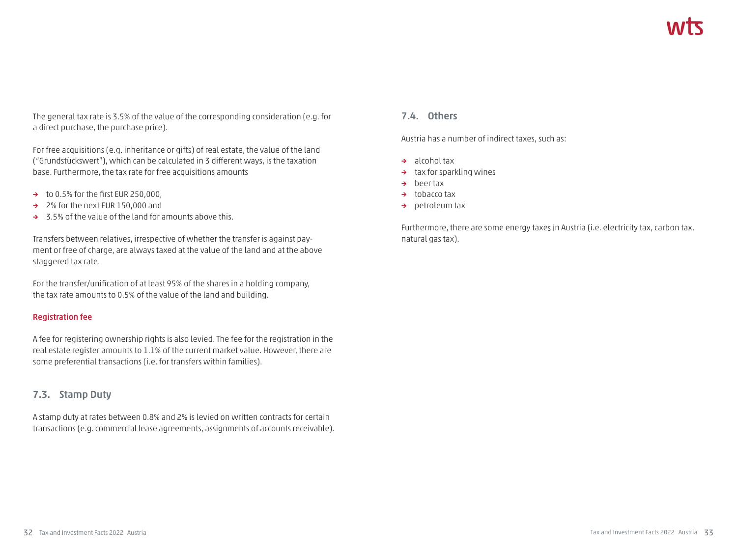The general tax rate is 3.5% of the value of the corresponding consideration (e.g. for a direct purchase, the purchase price).

For free acquisitions (e.g. inheritance or gifts) of real estate, the value of the land ("Grundstückswert"), which can be calculated in 3 different ways, is the taxation base. Furthermore, the tax rate for free acquisitions amounts

- to 0.5% for the first EUR 250,000,
- 2% for the next EUR 150,000 and
- 3.5% of the value of the land for amounts above this.

Transfers between relatives, irrespective of whether the transfer is against payment or free of charge, are always taxed at the value of the land and at the above staggered tax rate.

For the transfer/unification of at least 95% of the shares in a holding company, the tax rate amounts to 0.5% of the value of the land and building.

**Registration fee**

A fee for registering ownership rights is also levied. The fee for the registration in the real estate register amounts to 1.1% of the current market value. However, there are some preferential transactions (i.e. for transfers within families).

## 7.3. Stamp Duty

A stamp duty at rates between 0.8% and 2% is levied on written contracts for certain transactions (e.g. commercial lease agreements, assignments of accounts receivable).

## 7.4. Others

Austria has a number of indirect taxes, such as:

- alcohol tax
- tax for sparkling wines
- beer tax
- tobacco tax
- petroleum tax

Furthermore, there are some energy taxes in Austria (i.e. electricity tax, carbon tax, natural gas tax).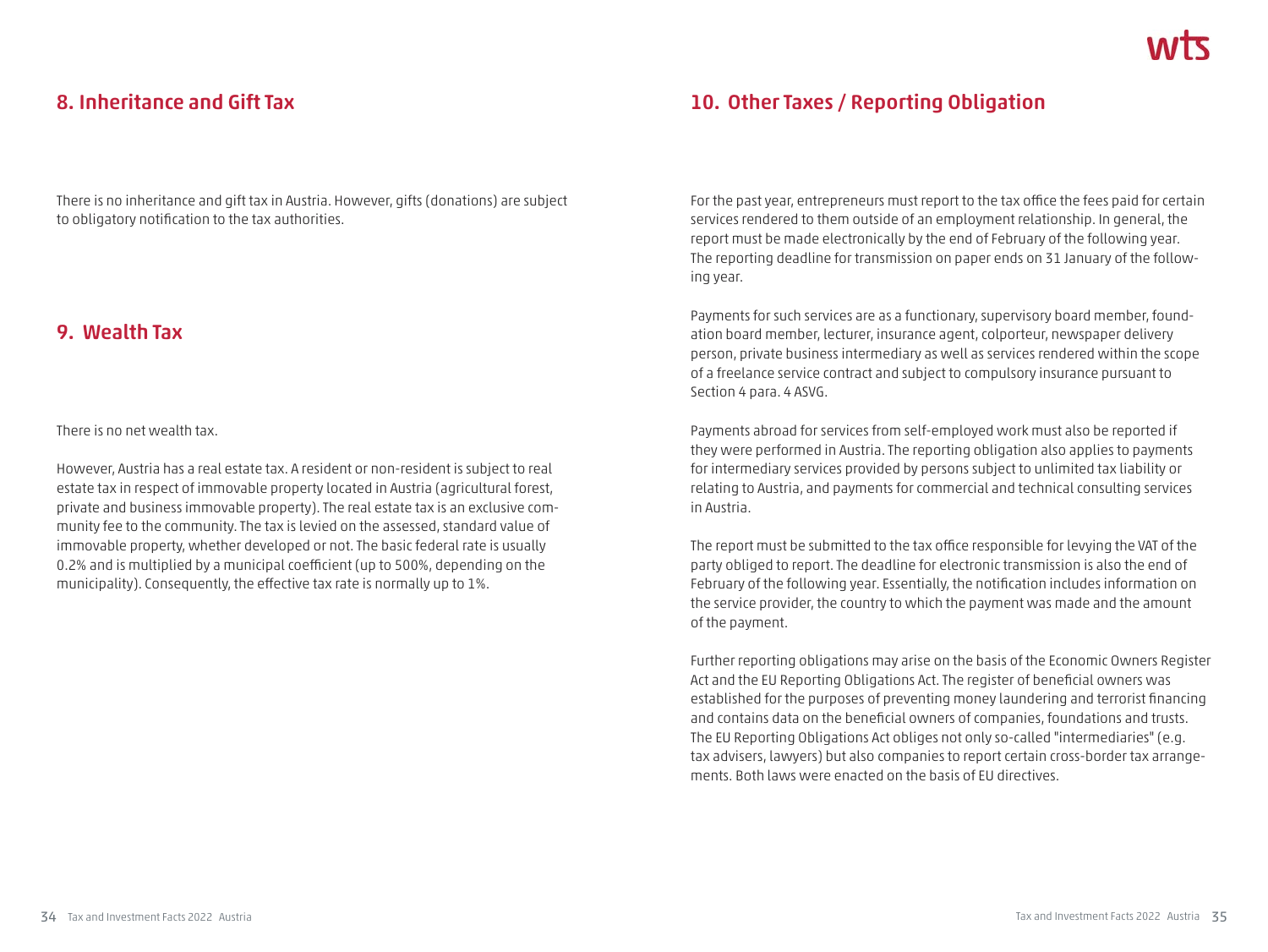## 8. Inheritance and Gift Tax

There is no inheritance and gift tax in Austria. However, gifts (donations) are subject to obligatory notification to the tax authorities.

## 9. Wealth Tax

There is no net wealth tax.

However, Austria has a real estate tax. A resident or non-resident is subject to real estate tax in respect of immovable property located in Austria (agricultural forest, private and business immovable property). The real estate tax is an exclusive community fee to the community. The tax is levied on the assessed, standard value of immovable property, whether developed or not. The basic federal rate is usually 0.2% and is multiplied by a municipal coefficient (up to 500%, depending on the municipality). Consequently, the effective tax rate is normally up to 1%.

## 10. Other Taxes / Reporting Obligation

For the past year, entrepreneurs must report to the tax office the fees paid for certain services rendered to them outside of an employment relationship. In general, the report must be made electronically by the end of February of the following year. The reporting deadline for transmission on paper ends on 31 January of the following year.

Payments for such services are as a functionary, supervisory board member, foundation board member, lecturer, insurance agent, colporteur, newspaper delivery person, private business intermediary as well as services rendered within the scope of a freelance service contract and subject to compulsory insurance pursuant to Section 4 para. 4 ASVG.

Payments abroad for services from self-employed work must also be reported if they were performed in Austria. The reporting obligation also applies to payments for intermediary services provided by persons subject to unlimited tax liability or relating to Austria, and payments for commercial and technical consulting services in Austria.

The report must be submitted to the tax office responsible for levying the VAT of the party obliged to report. The deadline for electronic transmission is also the end of February of the following year. Essentially, the notification includes information on the service provider, the country to which the payment was made and the amount of the payment.

Further reporting obligations may arise on the basis of the Economic Owners Register Act and the EU Reporting Obligations Act. The register of beneficial owners was established for the purposes of preventing money laundering and terrorist financing and contains data on the beneficial owners of companies, foundations and trusts. The EU Reporting Obligations Act obliges not only so-called "intermediaries" (e.g. tax advisers, lawyers) but also companies to report certain cross-border tax arrangements. Both laws were enacted on the basis of EU directives.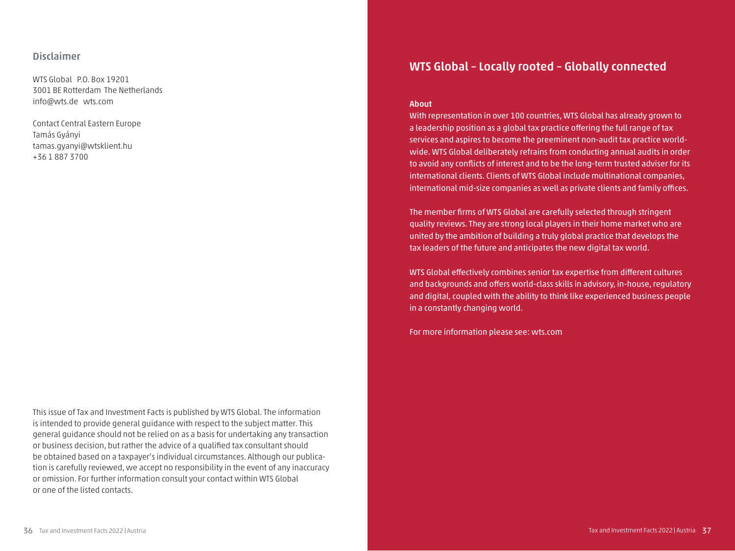## Disclaimer

WTS Global P.O. Box 19201
3001 BE Rotterdam The Netherlands
info@wts.de wts.com

Contact Central Eastern Europe
Tamás Gyányi
tamas.gyanyi@wtsklient.hu
+36 1 887 3700

This issue of Tax and Investment Facts is published by WTS Global. The information is intended to provide general guidance with respect to the subject matter. This general guidance should not be relied on as a basis for undertaking any transaction or business decision, but rather the advice of a qualified tax consultant should be obtained based on a taxpayer's individual circumstances. Although our publication is carefully reviewed, we accept no responsibility in the event of any inaccuracy or omission. For further information consult your contact within WTS Global or one of the listed contacts.

## WTS Global – Locally rooted – Globally connected

**About**

With representation in over 100 countries, WTS Global has already grown to a leadership position as a global tax practice offering the full range of tax services and aspires to become the preeminent non-audit tax practice worldwide. WTS Global deliberately refrains from conducting annual audits in order to avoid any conflicts of interest and to be the long-term trusted adviser for its international clients. Clients of WTS Global include multinational companies, international mid-size companies as well as private clients and family offices.

The member firms of WTS Global are carefully selected through stringent quality reviews. They are strong local players in their home market who are united by the ambition of building a truly global practice that develops the tax leaders of the future and anticipates the new digital tax world.

WTS Global effectively combines senior tax expertise from different cultures and backgrounds and offers world-class skills in advisory, in-house, regulatory and digital, coupled with the ability to think like experienced business people in a constantly changing world.

For more information please see: wts.com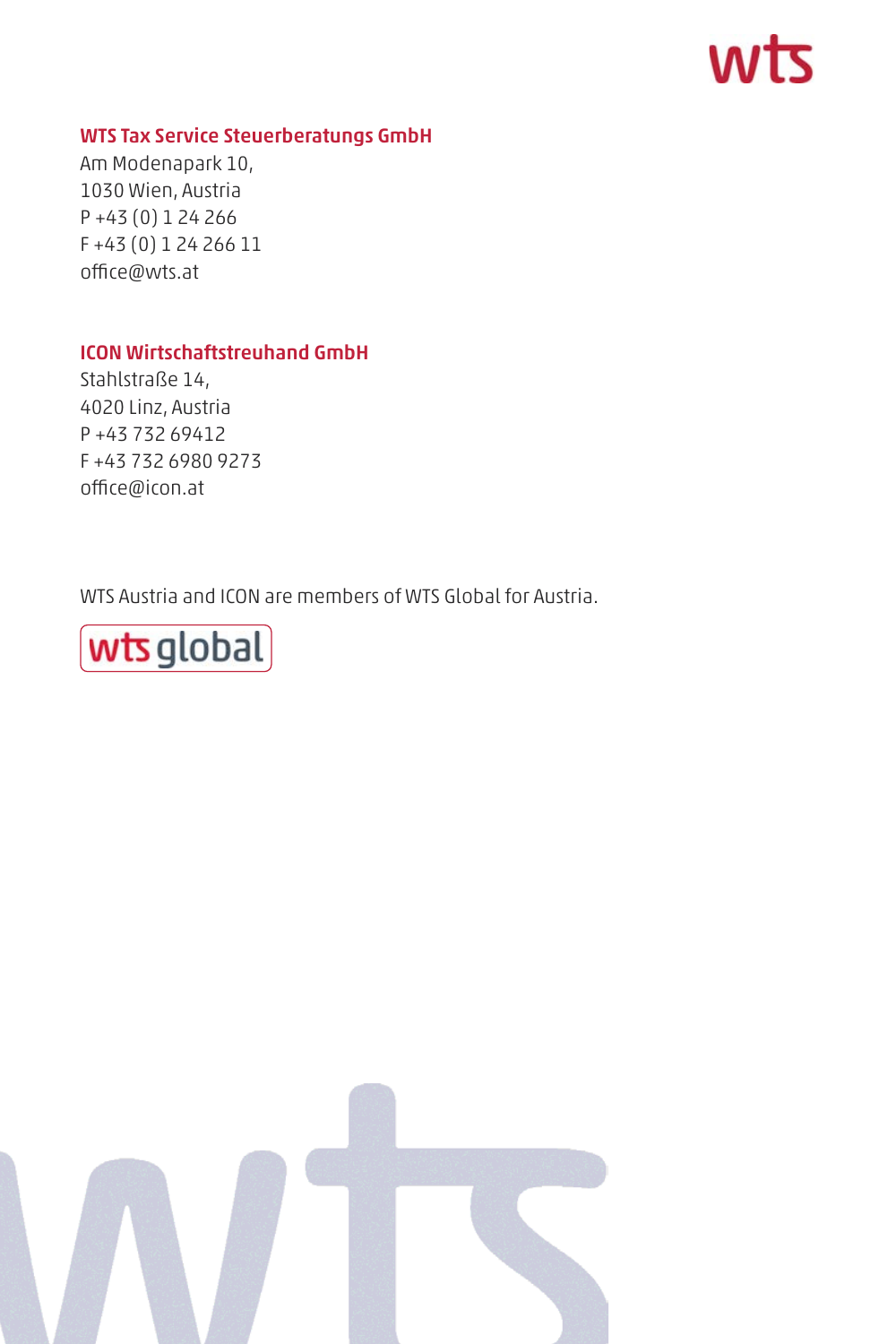**WTS Tax Service Steuerberatungs GmbH**
Am Modenapark 10,
1030 Wien, Austria
P +43 (0) 1 24 266
F +43 (0) 1 24 266 11
office@wts.at

**ICON Wirtschaftstreuhand GmbH**
Stahlstraße 14,
4020 Linz, Austria
P +43 732 69412
F +43 732 6980 9273
office@icon.at

WTS Austria and ICON are members of WTS Global for Austria.